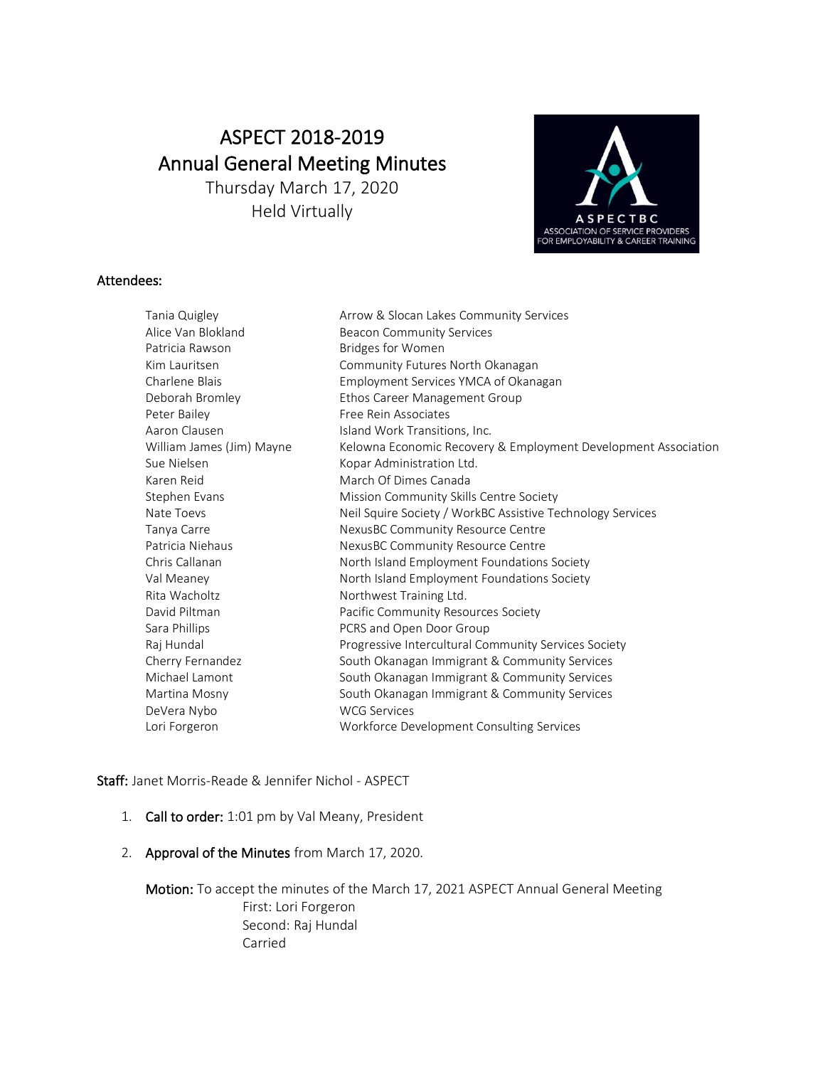# ASPECT 2018-2019
# Annual General Meeting Minutes

Thursday March 17, 2020
Held Virtually

ASPECTBC
ASSOCIATION OF SERVICE PROVIDERS FOR EMPLOYABILITY & CAREER TRAINING

**Attendees:**

| | |
|---|---|
| Tania Quigley | Arrow & Slocan Lakes Community Services |
| Alice Van Blokland | Beacon Community Services |
| Patricia Rawson | Bridges for Women |
| Kim Lauritsen | Community Futures North Okanagan |
| Charlene Blais | Employment Services YMCA of Okanagan |
| Deborah Bromley | Ethos Career Management Group |
| Peter Bailey | Free Rein Associates |
| Aaron Clausen | Island Work Transitions, Inc. |
| William James (Jim) Mayne | Kelowna Economic Recovery & Employment Development Association |
| Sue Nielsen | Kopar Administration Ltd. |
| Karen Reid | March Of Dimes Canada |
| Stephen Evans | Mission Community Skills Centre Society |
| Nate Toevs | Neil Squire Society / WorkBC Assistive Technology Services |
| Tanya Carre | NexusBC Community Resource Centre |
| Patricia Niehaus | NexusBC Community Resource Centre |
| Chris Callanan | North Island Employment Foundations Society |
| Val Meaney | North Island Employment Foundations Society |
| Rita Wacholtz | Northwest Training Ltd. |
| David Piltman | Pacific Community Resources Society |
| Sara Phillips | PCRS and Open Door Group |
| Raj Hundal | Progressive Intercultural Community Services Society |
| Cherry Fernandez | South Okanagan Immigrant & Community Services |
| Michael Lamont | South Okanagan Immigrant & Community Services |
| Martina Mosny | South Okanagan Immigrant & Community Services |
| DeVera Nybo | WCG Services |
| Lori Forgeron | Workforce Development Consulting Services |

**Staff:** Janet Morris-Reade & Jennifer Nichol - ASPECT

1. **Call to order:** 1:01 pm by Val Meany, President

2. **Approval of the Minutes** from March 17, 2020.

   **Motion:** To accept the minutes of the March 17, 2021 ASPECT Annual General Meeting
   First: Lori Forgeron
   Second: Raj Hundal
   Carried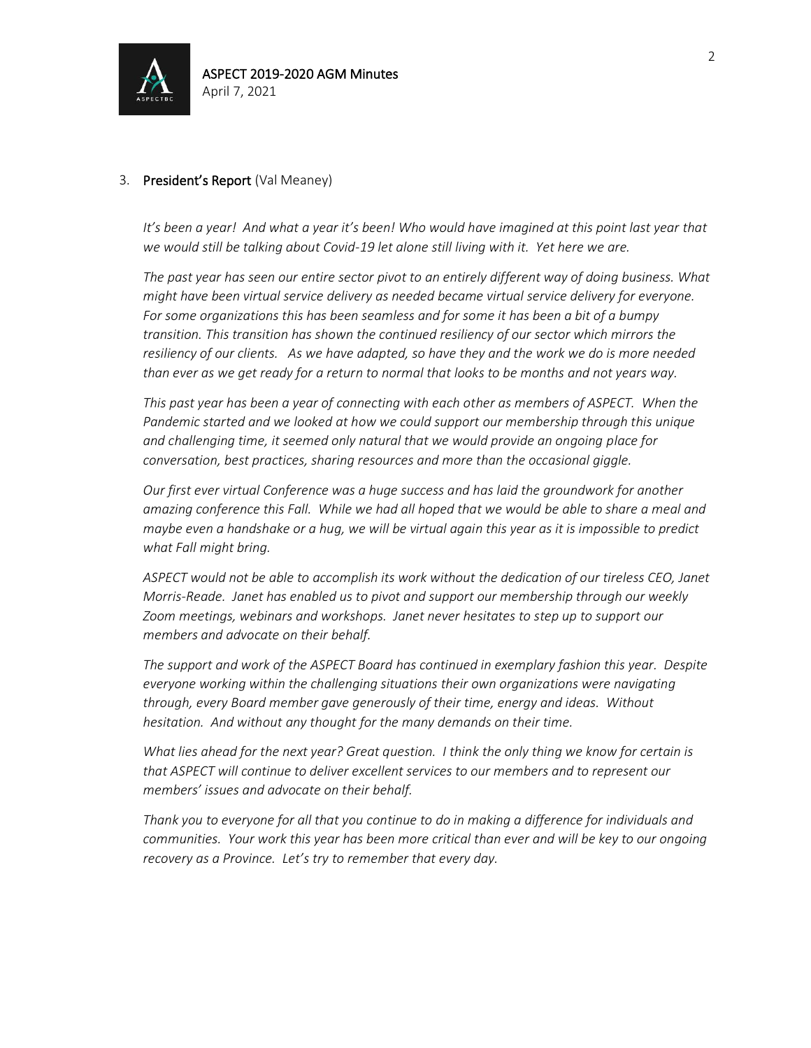3. **President's Report** (Val Meaney)

   *It's been a year! And what a year it's been! Who would have imagined at this point last year that we would still be talking about Covid-19 let alone still living with it. Yet here we are.*

   *The past year has seen our entire sector pivot to an entirely different way of doing business. What might have been virtual service delivery as needed became virtual service delivery for everyone. For some organizations this has been seamless and for some it has been a bit of a bumpy transition. This transition has shown the continued resiliency of our sector which mirrors the resiliency of our clients. As we have adapted, so have they and the work we do is more needed than ever as we get ready for a return to normal that looks to be months and not years way.*

   *This past year has been a year of connecting with each other as members of ASPECT. When the Pandemic started and we looked at how we could support our membership through this unique and challenging time, it seemed only natural that we would provide an ongoing place for conversation, best practices, sharing resources and more than the occasional giggle.*

   *Our first ever virtual Conference was a huge success and has laid the groundwork for another amazing conference this Fall. While we had all hoped that we would be able to share a meal and maybe even a handshake or a hug, we will be virtual again this year as it is impossible to predict what Fall might bring.*

   *ASPECT would not be able to accomplish its work without the dedication of our tireless CEO, Janet Morris-Reade. Janet has enabled us to pivot and support our membership through our weekly Zoom meetings, webinars and workshops. Janet never hesitates to step up to support our members and advocate on their behalf.*

   *The support and work of the ASPECT Board has continued in exemplary fashion this year. Despite everyone working within the challenging situations their own organizations were navigating through, every Board member gave generously of their time, energy and ideas. Without hesitation. And without any thought for the many demands on their time.*

   *What lies ahead for the next year? Great question. I think the only thing we know for certain is that ASPECT will continue to deliver excellent services to our members and to represent our members' issues and advocate on their behalf.*

   *Thank you to everyone for all that you continue to do in making a difference for individuals and communities. Your work this year has been more critical than ever and will be key to our ongoing recovery as a Province. Let's try to remember that every day.*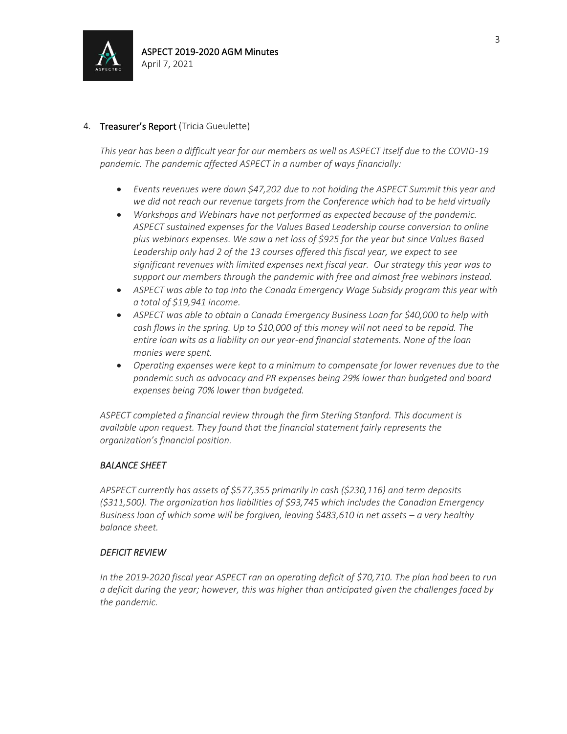4. **Treasurer's Report** (Tricia Gueulette)

*This year has been a difficult year for our members as well as ASPECT itself due to the COVID-19 pandemic. The pandemic affected ASPECT in a number of ways financially:*

- *Events revenues were down $47,202 due to not holding the ASPECT Summit this year and we did not reach our revenue targets from the Conference which had to be held virtually*
- *Workshops and Webinars have not performed as expected because of the pandemic. ASPECT sustained expenses for the Values Based Leadership course conversion to online plus webinars expenses. We saw a net loss of $925 for the year but since Values Based Leadership only had 2 of the 13 courses offered this fiscal year, we expect to see significant revenues with limited expenses next fiscal year. Our strategy this year was to support our members through the pandemic with free and almost free webinars instead.*
- *ASPECT was able to tap into the Canada Emergency Wage Subsidy program this year with a total of $19,941 income.*
- *ASPECT was able to obtain a Canada Emergency Business Loan for $40,000 to help with cash flows in the spring. Up to $10,000 of this money will not need to be repaid. The entire loan wits as a liability on our year-end financial statements. None of the loan monies were spent.*
- *Operating expenses were kept to a minimum to compensate for lower revenues due to the pandemic such as advocacy and PR expenses being 29% lower than budgeted and board expenses being 70% lower than budgeted.*

*ASPECT completed a financial review through the firm Sterling Stanford. This document is available upon request. They found that the financial statement fairly represents the organization's financial position.*

***BALANCE SHEET***

*APSPECT currently has assets of $577,355 primarily in cash ($230,116) and term deposits ($311,500). The organization has liabilities of $93,745 which includes the Canadian Emergency Business loan of which some will be forgiven, leaving $483,610 in net assets – a very healthy balance sheet.*

***DEFICIT REVIEW***

*In the 2019-2020 fiscal year ASPECT ran an operating deficit of $70,710. The plan had been to run a deficit during the year; however, this was higher than anticipated given the challenges faced by the pandemic.*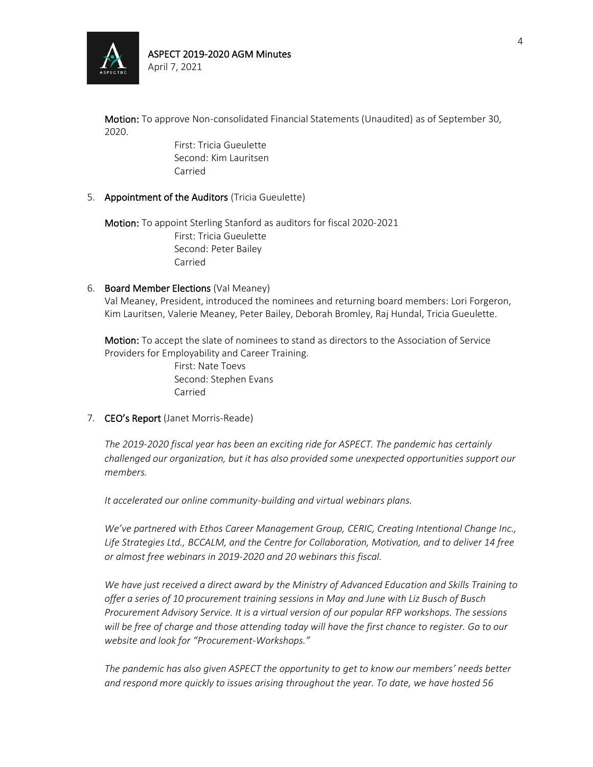**Motion:** To approve Non-consolidated Financial Statements (Unaudited) as of September 30, 2020.

First: Tricia Gueulette
Second: Kim Lauritsen
Carried

5. **Appointment of the Auditors** (Tricia Gueulette)

   **Motion:** To appoint Sterling Stanford as auditors for fiscal 2020-2021
   First: Tricia Gueulette
   Second: Peter Bailey
   Carried

6. **Board Member Elections** (Val Meaney)
   Val Meaney, President, introduced the nominees and returning board members: Lori Forgeron, Kim Lauritsen, Valerie Meaney, Peter Bailey, Deborah Bromley, Raj Hundal, Tricia Gueulette.

   **Motion:** To accept the slate of nominees to stand as directors to the Association of Service Providers for Employability and Career Training.
   First: Nate Toevs
   Second: Stephen Evans
   Carried

7. **CEO's Report** (Janet Morris-Reade)

   *The 2019-2020 fiscal year has been an exciting ride for ASPECT. The pandemic has certainly challenged our organization, but it has also provided some unexpected opportunities support our members.*

   *It accelerated our online community-building and virtual webinars plans.*

   *We've partnered with Ethos Career Management Group, CERIC, Creating Intentional Change Inc., Life Strategies Ltd., BCCALM, and the Centre for Collaboration, Motivation, and to deliver 14 free or almost free webinars in 2019-2020 and 20 webinars this fiscal.*

   *We have just received a direct award by the Ministry of Advanced Education and Skills Training to offer a series of 10 procurement training sessions in May and June with Liz Busch of Busch Procurement Advisory Service. It is a virtual version of our popular RFP workshops. The sessions will be free of charge and those attending today will have the first chance to register. Go to our website and look for "Procurement-Workshops."*

   *The pandemic has also given ASPECT the opportunity to get to know our members' needs better and respond more quickly to issues arising throughout the year. To date, we have hosted 56*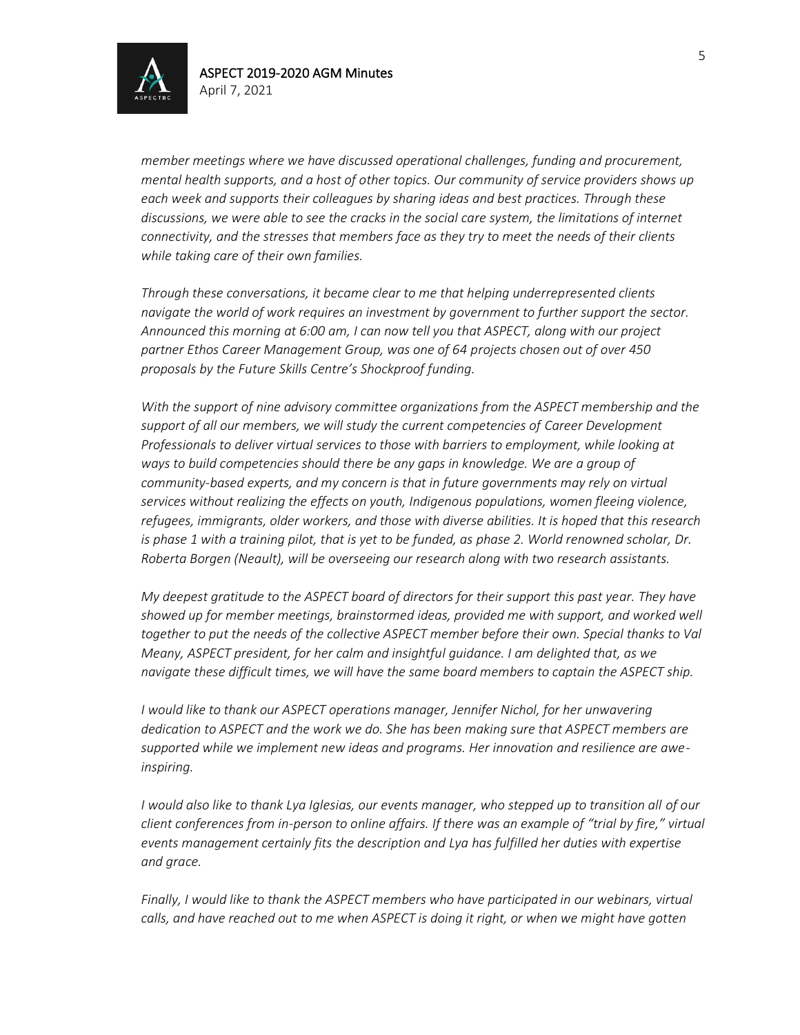*member meetings where we have discussed operational challenges, funding and procurement, mental health supports, and a host of other topics. Our community of service providers shows up each week and supports their colleagues by sharing ideas and best practices. Through these discussions, we were able to see the cracks in the social care system, the limitations of internet connectivity, and the stresses that members face as they try to meet the needs of their clients while taking care of their own families.*

*Through these conversations, it became clear to me that helping underrepresented clients navigate the world of work requires an investment by government to further support the sector. Announced this morning at 6:00 am, I can now tell you that ASPECT, along with our project partner Ethos Career Management Group, was one of 64 projects chosen out of over 450 proposals by the Future Skills Centre's Shockproof funding.*

*With the support of nine advisory committee organizations from the ASPECT membership and the support of all our members, we will study the current competencies of Career Development Professionals to deliver virtual services to those with barriers to employment, while looking at ways to build competencies should there be any gaps in knowledge. We are a group of community-based experts, and my concern is that in future governments may rely on virtual services without realizing the effects on youth, Indigenous populations, women fleeing violence, refugees, immigrants, older workers, and those with diverse abilities. It is hoped that this research is phase 1 with a training pilot, that is yet to be funded, as phase 2. World renowned scholar, Dr. Roberta Borgen (Neault), will be overseeing our research along with two research assistants.*

*My deepest gratitude to the ASPECT board of directors for their support this past year. They have showed up for member meetings, brainstormed ideas, provided me with support, and worked well together to put the needs of the collective ASPECT member before their own. Special thanks to Val Meany, ASPECT president, for her calm and insightful guidance. I am delighted that, as we navigate these difficult times, we will have the same board members to captain the ASPECT ship.*

*I would like to thank our ASPECT operations manager, Jennifer Nichol, for her unwavering dedication to ASPECT and the work we do. She has been making sure that ASPECT members are supported while we implement new ideas and programs. Her innovation and resilience are awe-inspiring.*

*I would also like to thank Lya Iglesias, our events manager, who stepped up to transition all of our client conferences from in-person to online affairs. If there was an example of "trial by fire," virtual events management certainly fits the description and Lya has fulfilled her duties with expertise and grace.*

*Finally, I would like to thank the ASPECT members who have participated in our webinars, virtual calls, and have reached out to me when ASPECT is doing it right, or when we might have gotten*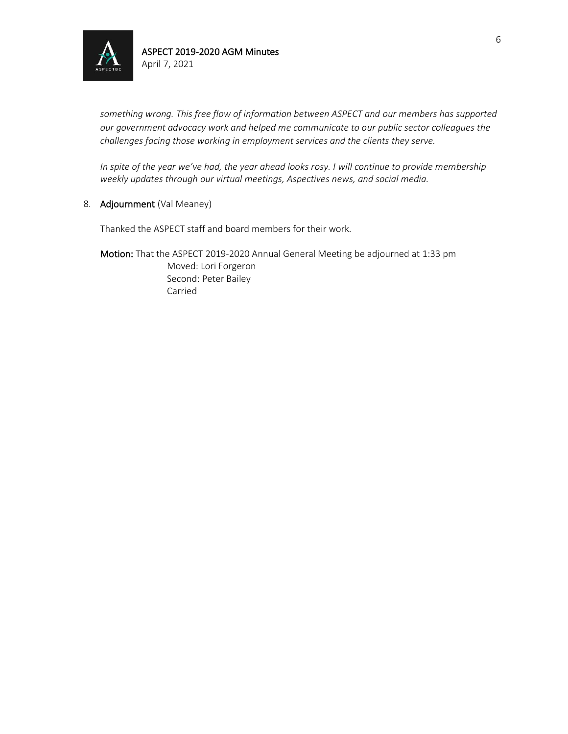*something wrong. This free flow of information between ASPECT and our members has supported our government advocacy work and helped me communicate to our public sector colleagues the challenges facing those working in employment services and the clients they serve.*

*In spite of the year we've had, the year ahead looks rosy. I will continue to provide membership weekly updates through our virtual meetings, Aspectives news, and social media.*

8. **Adjournment** (Val Meaney)

   Thanked the ASPECT staff and board members for their work.

   **Motion:** That the ASPECT 2019-2020 Annual General Meeting be adjourned at 1:33 pm
   Moved: Lori Forgeron
   Second: Peter Bailey
   Carried